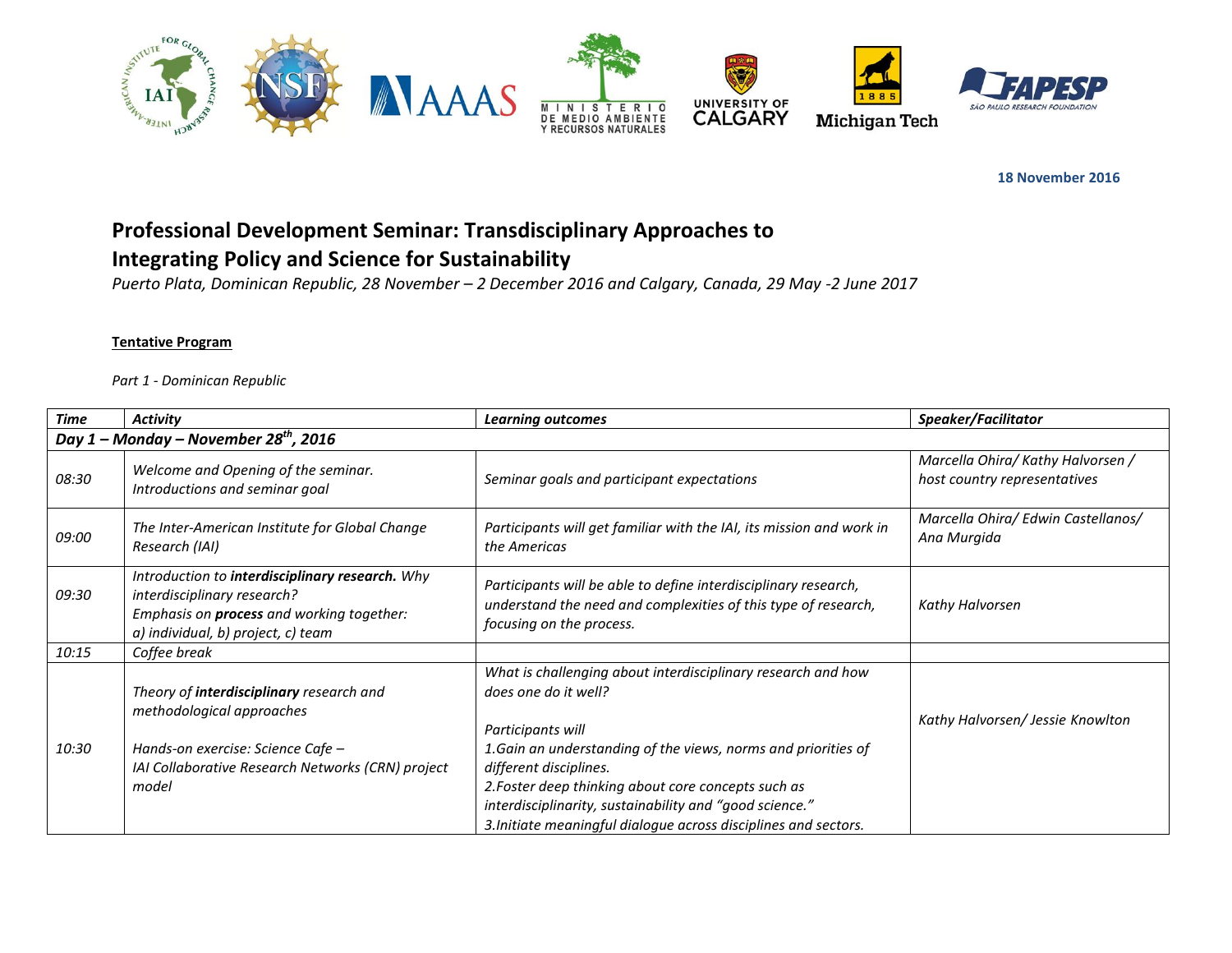**18 November 2016**

# Professional Development Seminar: Transdisciplinary Approaches to Integrating Policy and Science for Sustainability

*Puerto Plata, Dominican Republic, 28 November – 2 December 2016 and Calgary, Canada, 29 May -2 June 2017*

**Tentative Program**

*Part 1 - Dominican Republic*

| *Time* | *Activity* | *Learning outcomes* | *Speaker/Facilitator* |
|---|---|---|---|
| ***Day 1 – Monday – November 28th, 2016*** | | | |
| *08:30* | *Welcome and Opening of the seminar. Introductions and seminar goal* | *Seminar goals and participant expectations* | *Marcella Ohira/ Kathy Halvorsen / host country representatives* |
| *09:00* | *The Inter-American Institute for Global Change Research (IAI)* | *Participants will get familiar with the IAI, its mission and work in the Americas* | *Marcella Ohira/ Edwin Castellanos/ Ana Murgida* |
| *09:30* | *Introduction to **interdisciplinary research.** Why interdisciplinary research? Emphasis on **process** and working together: a) individual, b) project, c) team* | *Participants will be able to define interdisciplinary research, understand the need and complexities of this type of research, focusing on the process.* | *Kathy Halvorsen* |
| *10:15* | *Coffee break* | | |
| *10:30* | *Theory of **interdisciplinary** research and methodological approaches*<br><br>*Hands-on exercise: Science Cafe – IAI Collaborative Research Networks (CRN) project model* | *What is challenging about interdisciplinary research and how does one do it well?*<br><br>*Participants will*<br>*1.Gain an understanding of the views, norms and priorities of different disciplines.*<br>*2.Foster deep thinking about core concepts such as interdisciplinarity, sustainability and "good science."*<br>*3.Initiate meaningful dialogue across disciplines and sectors.* | *Kathy Halvorsen/ Jessie Knowlton* |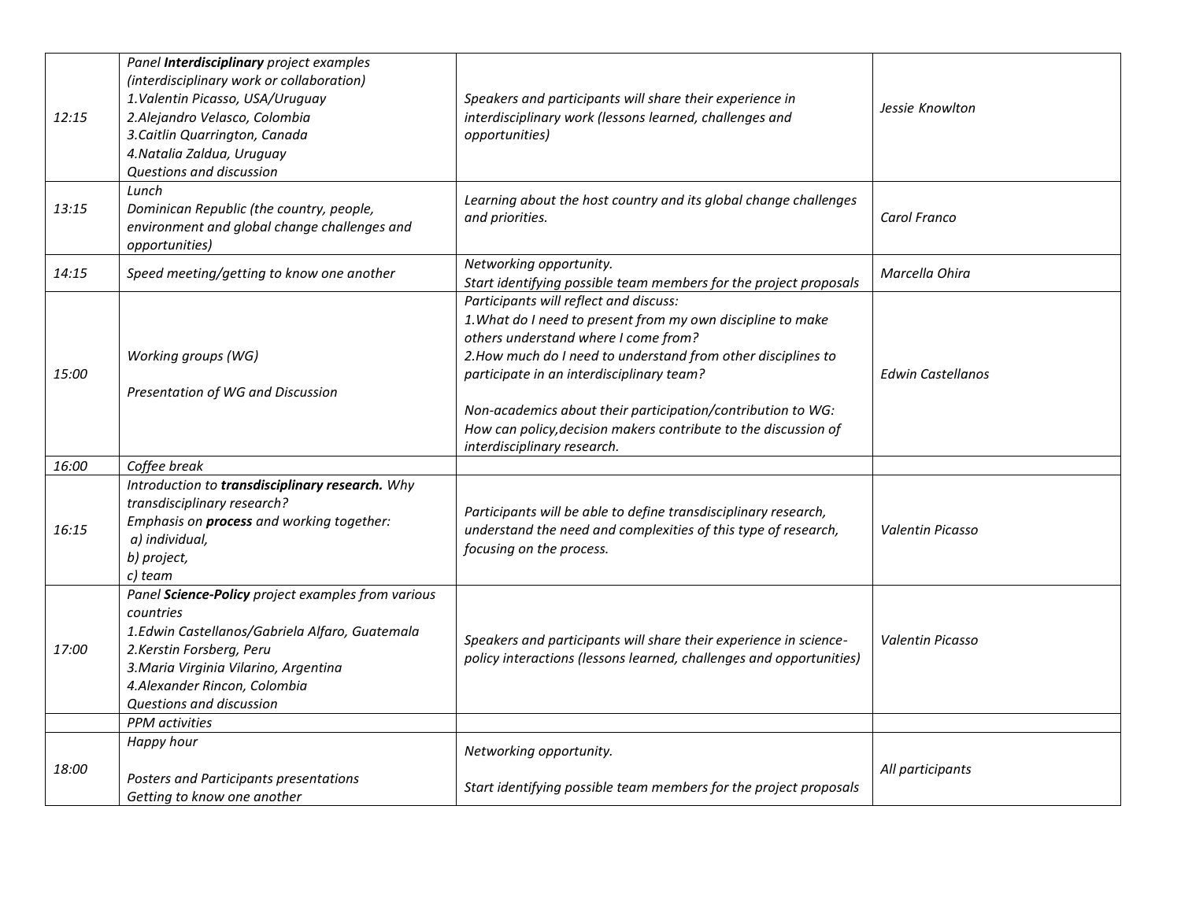| | | | |
|---|---|---|---|
| *12:15* | *Panel **Interdisciplinary** project examples (interdisciplinary work or collaboration)*<br>*1.Valentin Picasso, USA/Uruguay*<br>*2.Alejandro Velasco, Colombia*<br>*3.Caitlin Quarrington, Canada*<br>*4.Natalia Zaldua, Uruguay*<br>*Questions and discussion* | *Speakers and participants will share their experience in interdisciplinary work (lessons learned, challenges and opportunities)* | *Jessie Knowlton* |
| *13:15* | *Lunch*<br>*Dominican Republic (the country, people, environment and global change challenges and opportunities)* | *Learning about the host country and its global change challenges and priorities.* | *Carol Franco* |
| *14:15* | *Speed meeting/getting to know one another* | *Networking opportunity.*<br>*Start identifying possible team members for the project proposals* | *Marcella Ohira* |
| *15:00* | *Working groups (WG)*<br><br>*Presentation of WG and Discussion* | *Participants will reflect and discuss:*<br>*1.What do I need to present from my own discipline to make others understand where I come from?*<br>*2.How much do I need to understand from other disciplines to participate in an interdisciplinary team?*<br><br>*Non-academics about their participation/contribution to WG: How can policy,decision makers contribute to the discussion of interdisciplinary research.* | *Edwin Castellanos* |
| *16:00* | *Coffee break* | | |
| *16:15* | *Introduction to **transdisciplinary research.** Why transdisciplinary research?*<br>*Emphasis on **process** and working together:*<br>*a) individual,*<br>*b) project,*<br>*c) team* | *Participants will be able to define transdisciplinary research, understand the need and complexities of this type of research, focusing on the process.* | *Valentin Picasso* |
| *17:00* | *Panel **Science-Policy** project examples from various countries*<br>*1.Edwin Castellanos/Gabriela Alfaro, Guatemala*<br>*2.Kerstin Forsberg, Peru*<br>*3.Maria Virginia Vilarino, Argentina*<br>*4.Alexander Rincon, Colombia*<br>*Questions and discussion* | *Speakers and participants will share their experience in science-policy interactions (lessons learned, challenges and opportunities)* | *Valentin Picasso* |
| | *PPM activities* | | |
| *18:00* | *Happy hour*<br><br>*Posters and Participants presentations*<br>*Getting to know one another* | *Networking opportunity.*<br><br>*Start identifying possible team members for the project proposals* | *All participants* |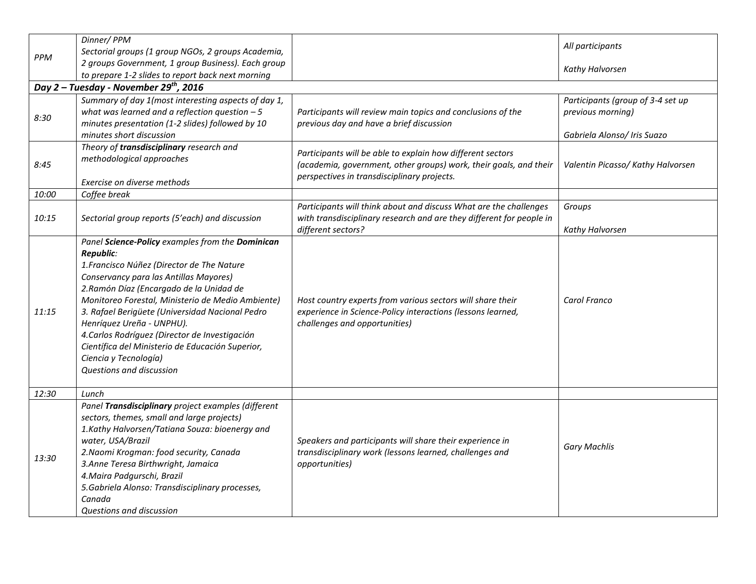| | | | |
|---|---|---|---|
| *PPM* | *Dinner/ PPM*<br>*Sectorial groups (1 group NGOs, 2 groups Academia, 2 groups Government, 1 group Business). Each group to prepare 1-2 slides to report back next morning* | | *All participants*<br><br>*Kathy Halvorsen* |
| ***Day 2 – Tuesday - November 29th, 2016*** | | | |
| *8:30* | *Summary of day 1(most interesting aspects of day 1, what was learned and a reflection question – 5 minutes presentation (1-2 slides) followed by 10 minutes short discussion* | *Participants will review main topics and conclusions of the previous day and have a brief discussion* | *Participants (group of 3-4 set up previous morning)*<br><br>*Gabriela Alonso/ Iris Suazo* |
| *8:45* | *Theory of **transdisciplinary** research and methodological approaches*<br><br>*Exercise on diverse methods* | *Participants will be able to explain how different sectors (academia, government, other groups) work, their goals, and their perspectives in transdisciplinary projects.* | *Valentin Picasso/ Kathy Halvorsen* |
| *10:00* | *Coffee break* | | |
| *10:15* | *Sectorial group reports (5'each) and discussion* | *Participants will think about and discuss What are the challenges with transdisciplinary research and are they different for people in different sectors?* | *Groups*<br><br>*Kathy Halvorsen* |
| *11:15* | *Panel **Science-Policy** examples from the **Dominican Republic**:*<br>*1.Francisco Núñez (Director de The Nature Conservancy para las Antillas Mayores)*<br>*2.Ramón Díaz (Encargado de la Unidad de Monitoreo Forestal, Ministerio de Medio Ambiente)*<br>*3. Rafael Berigüete (Universidad Nacional Pedro Henríquez Ureña - UNPHU).*<br>*4.Carlos Rodríguez (Director de Investigación Científica del Ministerio de Educación Superior, Ciencia y Tecnología)*<br>*Questions and discussion* | *Host country experts from various sectors will share their experience in Science-Policy interactions (lessons learned, challenges and opportunities)* | *Carol Franco* |
| *12:30* | *Lunch* | | |
| *13:30* | *Panel **Transdisciplinary** project examples (different sectors, themes, small and large projects)*<br>*1.Kathy Halvorsen/Tatiana Souza: bioenergy and water, USA/Brazil*<br>*2.Naomi Krogman: food security, Canada*<br>*3.Anne Teresa Birthwright, Jamaica*<br>*4.Maira Padgurschi, Brazil*<br>*5.Gabriela Alonso: Transdisciplinary processes, Canada*<br>*Questions and discussion* | *Speakers and participants will share their experience in transdisciplinary work (lessons learned, challenges and opportunities)* | *Gary Machlis* |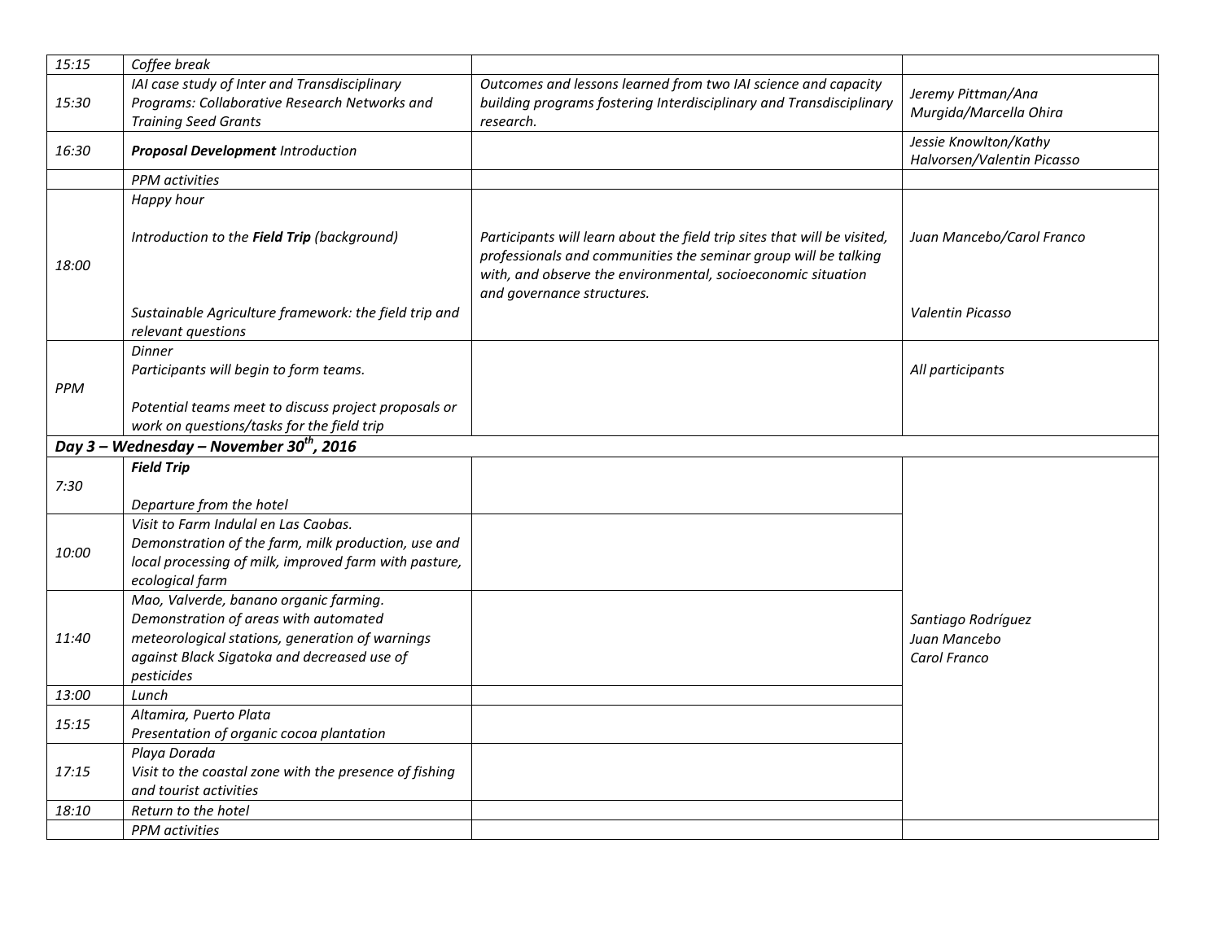| | | | |
|---|---|---|---|
| *15:15* | *Coffee break* | | |
| *15:30* | *IAI case study of Inter and Transdisciplinary Programs: Collaborative Research Networks and Training Seed Grants* | *Outcomes and lessons learned from two IAI science and capacity building programs fostering Interdisciplinary and Transdisciplinary research.* | *Jeremy Pittman/Ana Murgida/Marcella Ohira* |
| *16:30* | ***Proposal Development** Introduction* | | *Jessie Knowlton/Kathy Halvorsen/Valentin Picasso* |
| | *PPM activities* | | |
| *18:00* | *Happy hour*<br><br>*Introduction to the **Field Trip** (background)*<br><br>*Sustainable Agriculture framework: the field trip and relevant questions* | *Participants will learn about the field trip sites that will be visited, professionals and communities the seminar group will be talking with, and observe the environmental, socioeconomic situation and governance structures.* | *Juan Mancebo/Carol Franco*<br><br>*Valentin Picasso* |
| *PPM* | *Dinner*<br>*Participants will begin to form teams.*<br><br>*Potential teams meet to discuss project proposals or work on questions/tasks for the field trip* | | *All participants* |
| ***Day 3 – Wednesday – November 30th, 2016*** | | | |
| *7:30* | ***Field Trip***<br><br>*Departure from the hotel* | | *Santiago Rodríguez*<br>*Juan Mancebo*<br>*Carol Franco* |
| *10:00* | *Visit to Farm Indulal en Las Caobas.*<br>*Demonstration of the farm, milk production, use and local processing of milk, improved farm with pasture, ecological farm* | | |
| *11:40* | *Mao, Valverde, banano organic farming.*<br>*Demonstration of areas with automated meteorological stations, generation of warnings against Black Sigatoka and decreased use of pesticides* | | |
| *13:00* | *Lunch* | | |
| *15:15* | *Altamira, Puerto Plata*<br>*Presentation of organic cocoa plantation* | | |
| *17:15* | *Playa Dorada*<br>*Visit to the coastal zone with the presence of fishing and tourist activities* | | |
| *18:10* | *Return to the hotel* | | |
| | *PPM activities* | | |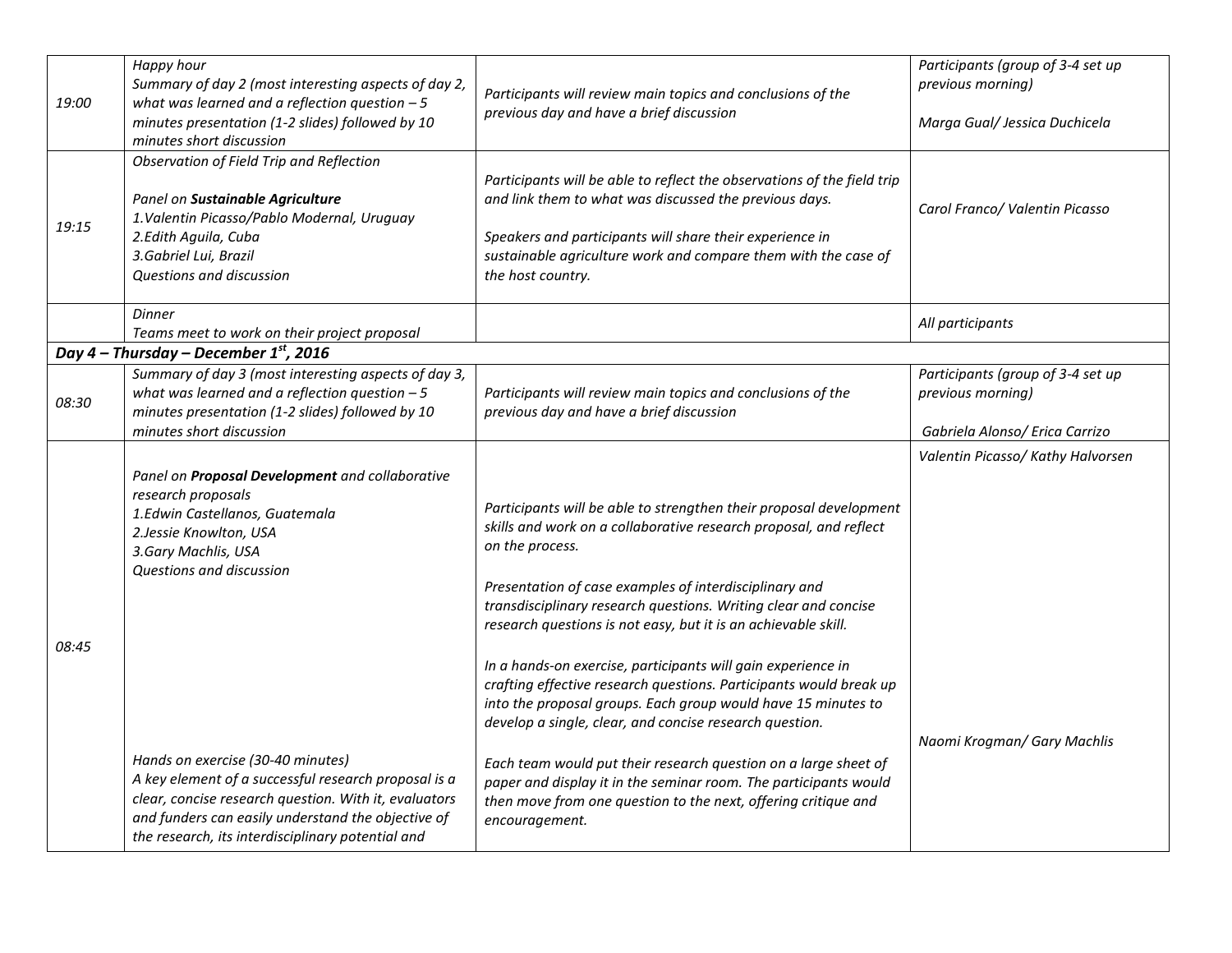| | | | |
|---|---|---|---|
| 19:00 | *Happy hour*<br>*Summary of day 2 (most interesting aspects of day 2, what was learned and a reflection question – 5 minutes presentation (1-2 slides) followed by 10 minutes short discussion* | *Participants will review main topics and conclusions of the previous day and have a brief discussion* | *Participants (group of 3-4 set up previous morning)*<br><br>*Marga Gual/ Jessica Duchicela* |
| 19:15 | *Observation of Field Trip and Reflection*<br><br>*Panel on **Sustainable Agriculture***<br>*1.Valentin Picasso/Pablo Modernal, Uruguay*<br>*2.Edith Aguila, Cuba*<br>*3.Gabriel Lui, Brazil*<br>*Questions and discussion* | *Participants will be able to reflect the observations of the field trip and link them to what was discussed the previous days.*<br><br>*Speakers and participants will share their experience in sustainable agriculture work and compare them with the case of the host country.* | *Carol Franco/ Valentin Picasso* |
| | *Dinner*<br>*Teams meet to work on their project proposal* | | *All participants* |
| ***Day 4 – Thursday – December 1st, 2016*** | | | |
| 08:30 | *Summary of day 3 (most interesting aspects of day 3, what was learned and a reflection question – 5 minutes presentation (1-2 slides) followed by 10 minutes short discussion* | *Participants will review main topics and conclusions of the previous day and have a brief discussion* | *Participants (group of 3-4 set up previous morning)*<br><br>*Gabriela Alonso/ Erica Carrizo* |
| 08:45 | *Panel on **Proposal Development** and collaborative research proposals*<br>*1.Edwin Castellanos, Guatemala*<br>*2.Jessie Knowlton, USA*<br>*3.Gary Machlis, USA*<br>*Questions and discussion*<br><br>*Hands on exercise (30-40 minutes)*<br>*A key element of a successful research proposal is a clear, concise research question. With it, evaluators and funders can easily understand the objective of the research, its interdisciplinary potential and* | *Participants will be able to strengthen their proposal development skills and work on a collaborative research proposal, and reflect on the process.*<br><br>*Presentation of case examples of interdisciplinary and transdisciplinary research questions. Writing clear and concise research questions is not easy, but it is an achievable skill.*<br><br>*In a hands-on exercise, participants will gain experience in crafting effective research questions. Participants would break up into the proposal groups. Each group would have 15 minutes to develop a single, clear, and concise research question.*<br><br>*Each team would put their research question on a large sheet of paper and display it in the seminar room. The participants would then move from one question to the next, offering critique and encouragement.* | *Valentin Picasso/ Kathy Halvorsen*<br><br>*Naomi Krogman/ Gary Machlis* |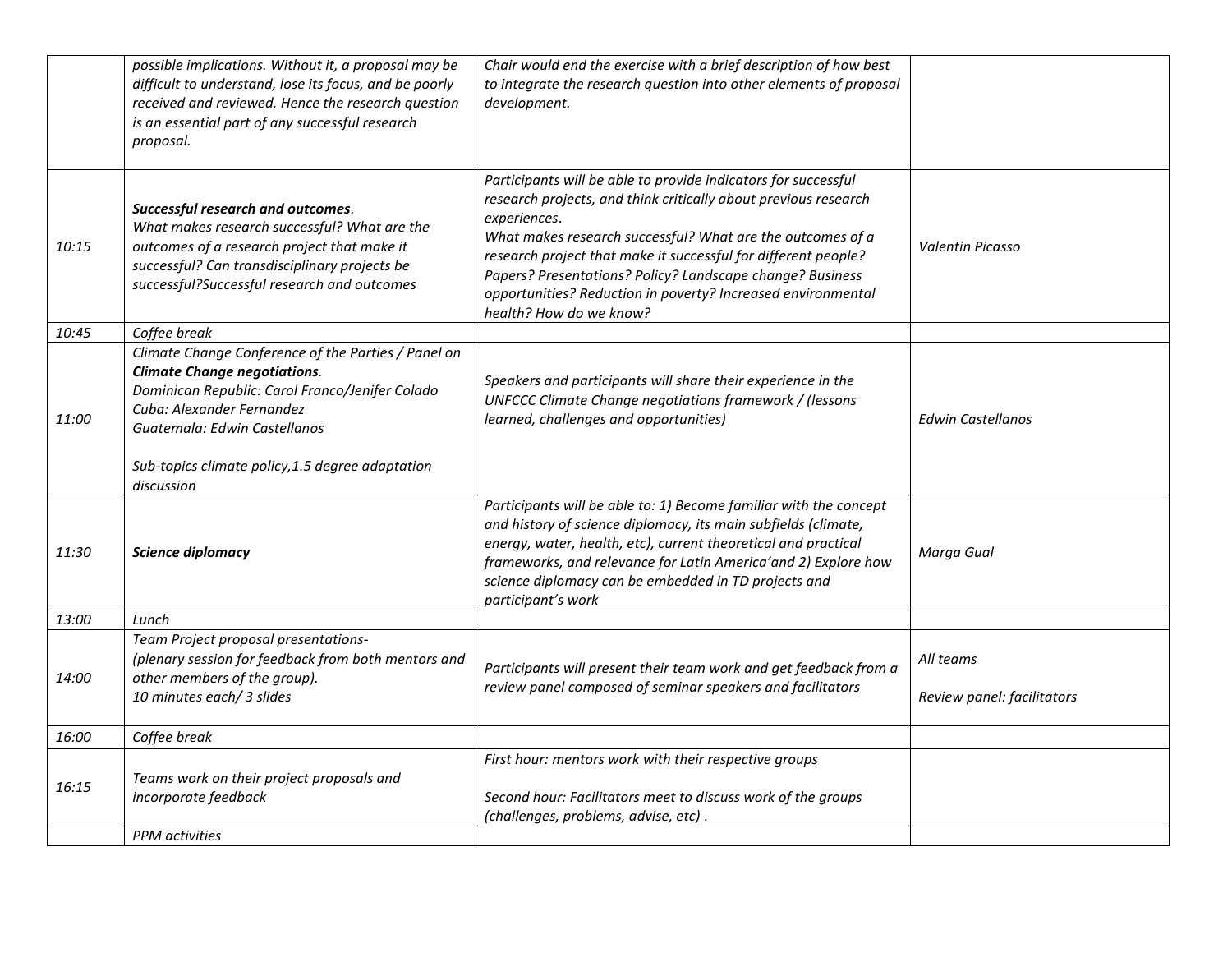| | | | |
|---|---|---|---|
| | *possible implications. Without it, a proposal may be difficult to understand, lose its focus, and be poorly received and reviewed. Hence the research question is an essential part of any successful research proposal.* | *Chair would end the exercise with a brief description of how best to integrate the research question into other elements of proposal development.* | |
| *10:15* | ***Successful research and outcomes**.* *What makes research successful? What are the outcomes of a research project that make it successful? Can transdisciplinary projects be successful?Successful research and outcomes* | *Participants will be able to provide indicators for successful research projects, and think critically about previous research experiences.* *What makes research successful? What are the outcomes of a research project that make it successful for different people? Papers? Presentations? Policy? Landscape change? Business opportunities? Reduction in poverty? Increased environmental health? How do we know?* | *Valentin Picasso* |
| *10:45* | *Coffee break* | | |
| *11:00* | *Climate Change Conference of the Parties / Panel on **Climate Change negotiations**.* *Dominican Republic: Carol Franco/Jenifer Colado* *Cuba: Alexander Fernandez* *Guatemala: Edwin Castellanos* *Sub-topics climate policy,1.5 degree adaptation discussion* | *Speakers and participants will share their experience in the UNFCCC Climate Change negotiations framework / (lessons learned, challenges and opportunities)* | *Edwin Castellanos* |
| *11:30* | ***Science diplomacy*** | *Participants will be able to: 1) Become familiar with the concept and history of science diplomacy, its main subfields (climate, energy, water, health, etc), current theoretical and practical frameworks, and relevance for Latin America'and 2) Explore how science diplomacy can be embedded in TD projects and participant's work* | *Marga Gual* |
| *13:00* | *Lunch* | | |
| *14:00* | *Team Project proposal presentations- (plenary session for feedback from both mentors and other members of the group).* *10 minutes each/ 3 slides* | *Participants will present their team work and get feedback from a review panel composed of seminar speakers and facilitators* | *All teams* *Review panel: facilitators* |
| *16:00* | *Coffee break* | | |
| *16:15* | *Teams work on their project proposals and incorporate feedback* | *First hour: mentors work with their respective groups* *Second hour: Facilitators meet to discuss work of the groups (challenges, problems, advise, etc) .* | |
| | *PPM activities* | | |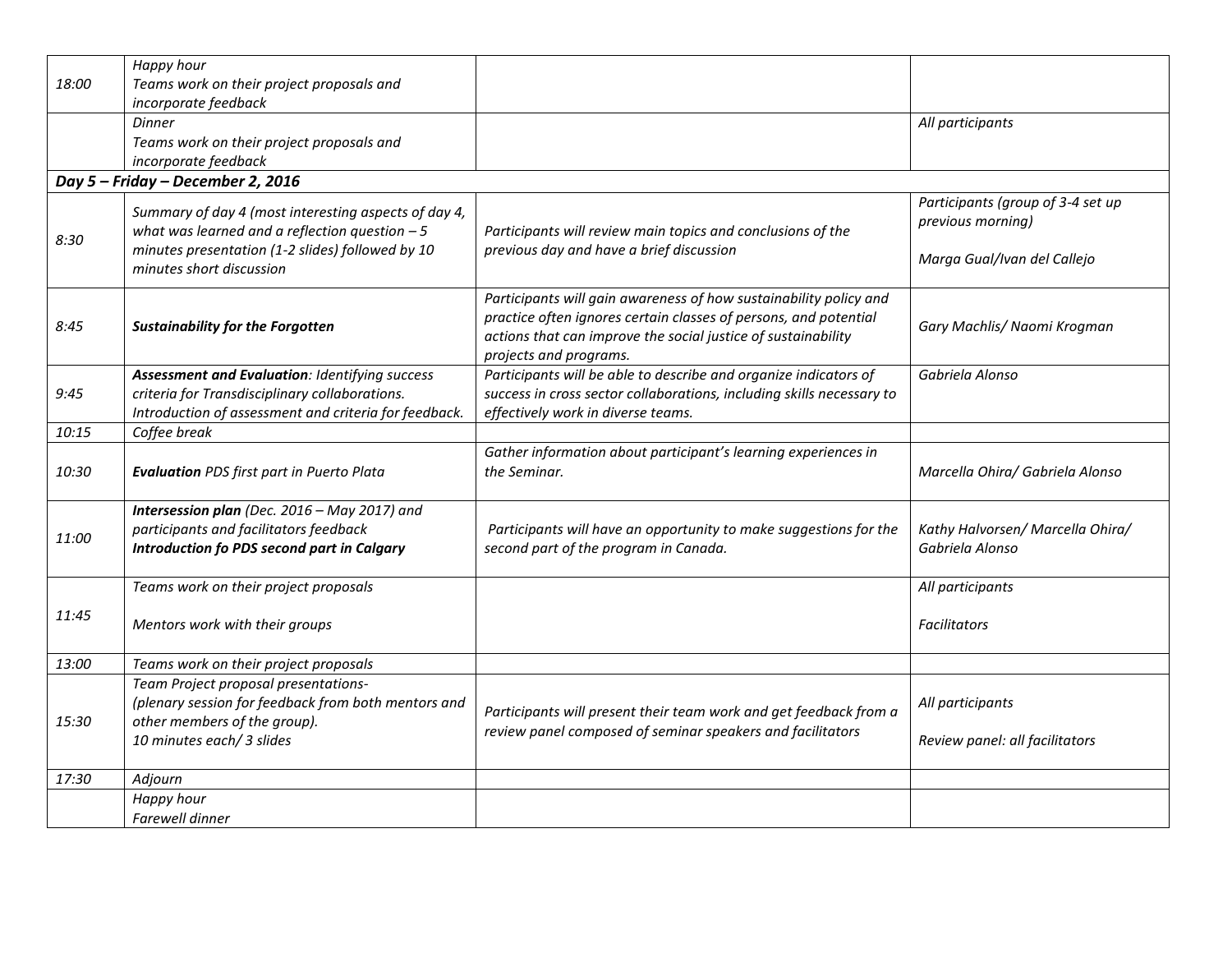| | | | |
|---|---|---|---|
| *18:00* | *Happy hour*<br>*Teams work on their project proposals and incorporate feedback* | | |
| | *Dinner*<br>*Teams work on their project proposals and incorporate feedback* | | *All participants* |
| ***Day 5 – Friday – December 2, 2016*** | | | |
| *8:30* | *Summary of day 4 (most interesting aspects of day 4, what was learned and a reflection question – 5 minutes presentation (1-2 slides) followed by 10 minutes short discussion* | *Participants will review main topics and conclusions of the previous day and have a brief discussion* | *Participants (group of 3-4 set up previous morning)*<br><br>*Marga Gual/Ivan del Callejo* |
| *8:45* | ***Sustainability for the Forgotten*** | *Participants will gain awareness of how sustainability policy and practice often ignores certain classes of persons, and potential actions that can improve the social justice of sustainability projects and programs.* | *Gary Machlis/ Naomi Krogman* |
| *9:45* | ***Assessment and Evaluation****: Identifying success criteria for Transdisciplinary collaborations. Introduction of assessment and criteria for feedback.* | *Participants will be able to describe and organize indicators of success in cross sector collaborations, including skills necessary to effectively work in diverse teams.* | *Gabriela Alonso* |
| *10:15* | *Coffee break* | | |
| *10:30* | ***Evaluation*** *PDS first part in Puerto Plata* | *Gather information about participant's learning experiences in the Seminar.* | *Marcella Ohira/ Gabriela Alonso* |
| *11:00* | ***Intersession plan*** *(Dec. 2016 – May 2017) and participants and facilitators feedback*<br>***Introduction fo PDS second part in Calgary*** | *Participants will have an opportunity to make suggestions for the second part of the program in Canada.* | *Kathy Halvorsen/ Marcella Ohira/ Gabriela Alonso* |
| *11:45* | *Teams work on their project proposals*<br><br>*Mentors work with their groups* | | *All participants*<br><br>*Facilitators* |
| *13:00* | *Teams work on their project proposals* | | |
| *15:30* | *Team Project proposal presentations- (plenary session for feedback from both mentors and other members of the group).*<br>*10 minutes each/ 3 slides* | *Participants will present their team work and get feedback from a review panel composed of seminar speakers and facilitators* | *All participants*<br><br>*Review panel: all facilitators* |
| *17:30* | *Adjourn* | | |
| | *Happy hour*<br>*Farewell dinner* | | |